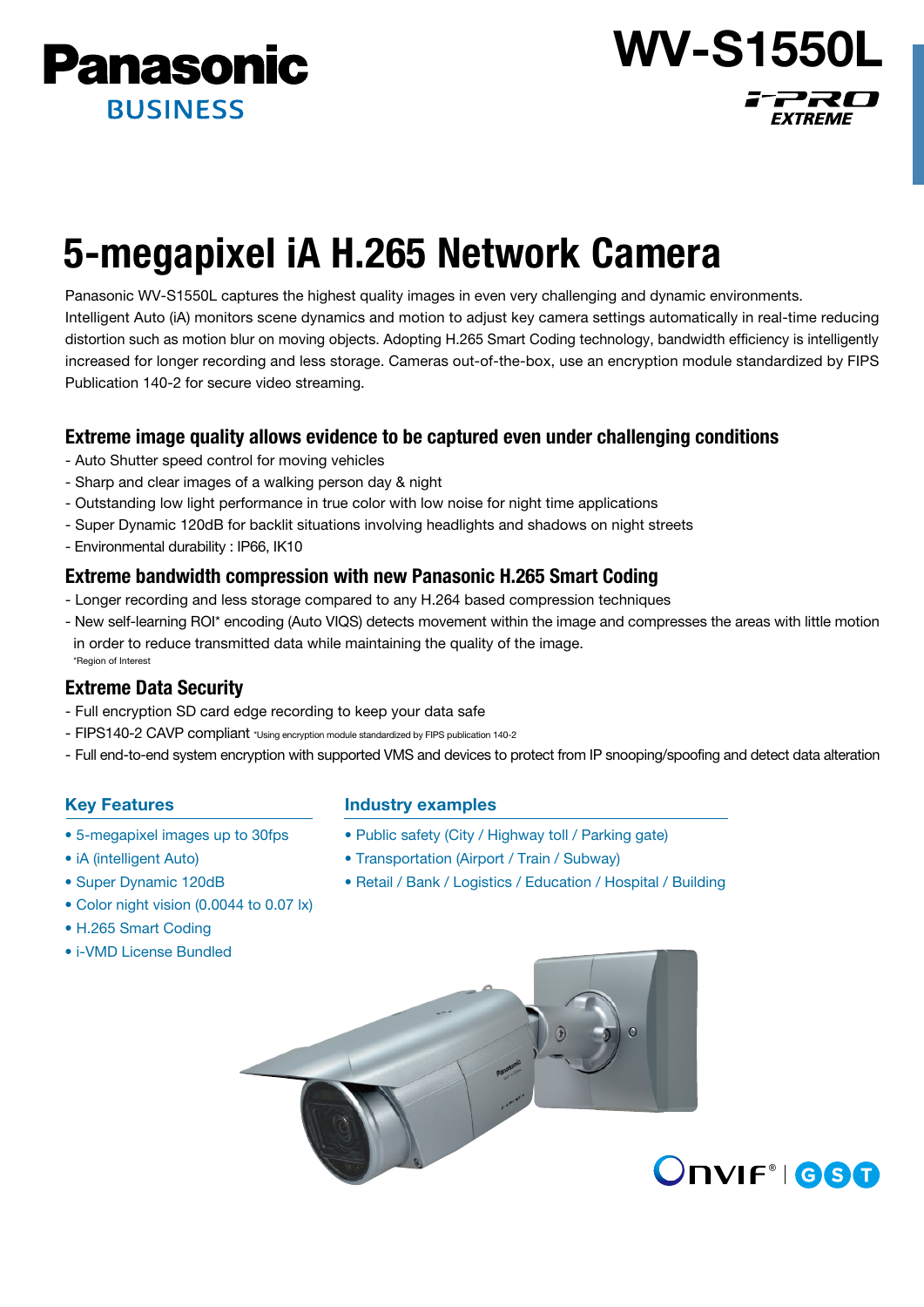Panasonic BUSINESS

# WV-S1550L

i-PRO EXTREME

# 5-megapixel iA H.265 Network Camera

Panasonic WV-S1550L captures the highest quality images in even very challenging and dynamic environments. Intelligent Auto (iA) monitors scene dynamics and motion to adjust key camera settings automatically in real-time reducing distortion such as motion blur on moving objects. Adopting H.265 Smart Coding technology, bandwidth efficiency is intelligently increased for longer recording and less storage. Cameras out-of-the-box, use an encryption module standardized by FIPS Publication 140-2 for secure video streaming.

## Extreme image quality allows evidence to be captured even under challenging conditions

- Auto Shutter speed control for moving vehicles
- Sharp and clear images of a walking person day & night
- Outstanding low light performance in true color with low noise for night time applications
- Super Dynamic 120dB for backlit situations involving headlights and shadows on night streets
- Environmental durability : IP66, IK10

## Extreme bandwidth compression with new Panasonic H.265 Smart Coding

- Longer recording and less storage compared to any H.264 based compression techniques
- New self-learning ROI* encoding (Auto VIQS) detects movement within the image and compresses the areas with little motion in order to reduce transmitted data while maintaining the quality of the image.

*Region of Interest

## Extreme Data Security

- Full encryption SD card edge recording to keep your data safe
- FIPS140-2 CAVP compliant *Using encryption module standardized by FIPS publication 140-2
- Full end-to-end system encryption with supported VMS and devices to protect from IP snooping/spoofing and detect data alteration

### Key Features

- 5-megapixel images up to 30fps
- iA (intelligent Auto)
- Super Dynamic 120dB
- Color night vision (0.0044 to 0.07 lx)
- H.265 Smart Coding
- i-VMD License Bundled

### Industry examples

- Public safety (City / Highway toll / Parking gate)
- Transportation (Airport / Train / Subway)
- Retail / Bank / Logistics / Education / Hospital / Building

ONVIF® | GST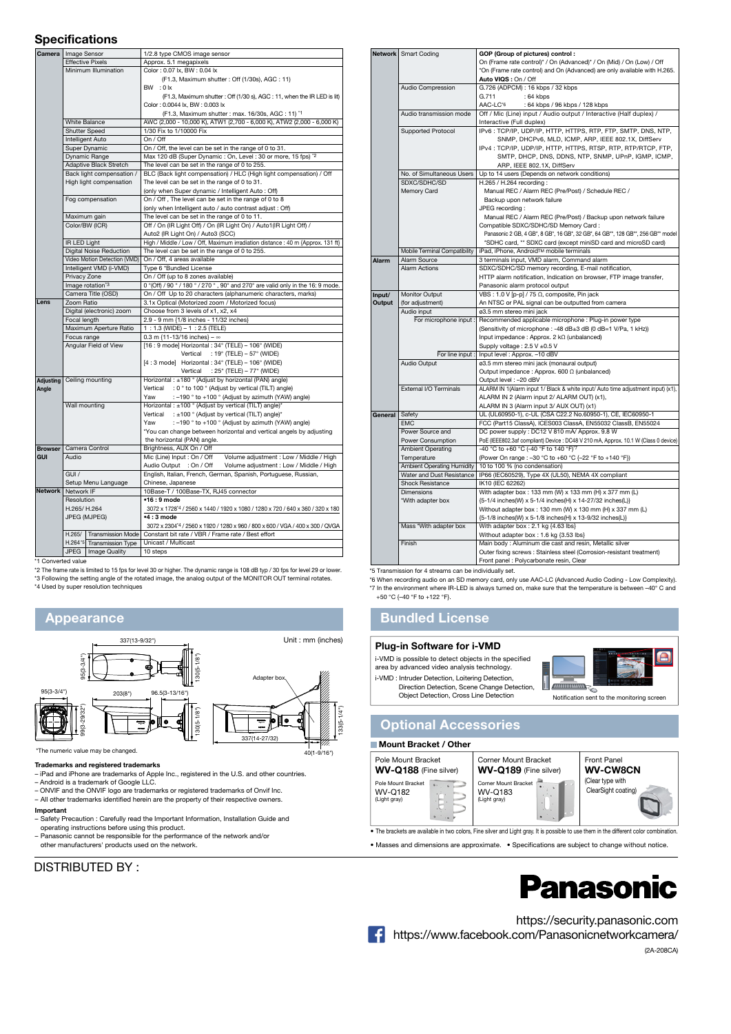## Specifications

| | | |
|---|---|---|
| Camera | Image Sensor | 1/2.8 type CMOS image sensor |
| | Effective Pixels | Approx. 5.1 megapixels |
| | Minimum Illumination | Color : 0.07 lx, BW : 0.04 lx<br>(F1.3, Maximum shutter : Off (1/30s), AGC : 11)<br>BW : 0 lx<br>(F1.3, Maximum shutter : Off (1/30 s), AGC : 11, when the IR LED is lit)<br>Color : 0.0044 lx, BW : 0.003 lx<br>(F1.3, Maximum shutter : max. 16/30s, AGC : 11) *1 |
| | White Balance | AWC (2,000 - 10,000 K), ATW1 (2,700 - 6,000 K), ATW2 (2,000 - 6,000 K) |
| | Shutter Speed | 1/30 Fix to 1/10000 Fix |
| | Intelligent Auto | On / Off |
| | Super Dynamic | On / Off, the level can be set in the range of 0 to 31. |
| | Dynamic Range | Max 120 dB (Super Dynamic : On, Level : 30 or more, 15 fps) *2 |
| | Adaptive Black Stretch | The level can be set in the range of 0 to 255. |
| | Back light compensation / High light compensation | BLC (Back light compensation) / HLC (High light compensation) / Off<br>The level can be set in the range of 0 to 31.<br>(only when Super dynamic / Intelligent Auto : Off) |
| | Fog compensation | On / Off , The level can be set in the range of 0 to 8<br>(only when Intelligent auto / auto contrast adjust : Off) |
| | Maximum gain | The level can be set in the range of 0 to 11. |
| | Color/BW (ICR) | Off / On (IR Light Off) / On (IR Light On) / Auto1(IR Light Off) /<br>Auto2 (IR Light On) / Auto3 (SCC) |
| | IR LED Light | High / Middle / Low / Off, Maximum irradiation distance : 40 m (Approx. 131 ft) |
| | Digital Noise Reduction | The level can be set in the range of 0 to 255. |
| | Video Motion Detection (VMD) | On / Off, 4 areas available |
| | Intelligent VMD (i-VMD) | Type 6 *Bundled License |
| | Privacy Zone | On / Off (up to 8 zones available) |
| | Image rotation*3 | 0 °(Off) / 90 ° / 180 ° / 270 ° , 90° and 270° are valid only in the 16: 9 mode. |
| | Camera Title (OSD) | On / Off Up to 20 characters (alphanumeric characters, marks) |
| Lens | Zoom Ratio | 3.1x Optical (Motorized zoom / Motorized focus) |
| | Digital (electronic) zoom | Choose from 3 levels of x1, x2, x4 |
| | Focal length | 2.9 - 9 mm (1/8 inches - 11/32 inches) |
| | Maximum Aperture Ratio | 1 : 1.3 (WIDE) – 1 : 2.5 (TELE) |
| | Focus range | 0.3 m (11-13/16 inches) – ∞ |
| | Angular Field of View | [16 : 9 mode] Horizontal : 34° (TELE) – 106° (WIDE)<br>Vertical : 19° (TELE) – 57° (WIDE)<br>[4 : 3 mode] Horizontal : 34° (TELE) – 106° (WIDE)<br>Vertical : 25° (TELE) – 77° (WIDE) |
| Adjusting Angle | Ceiling mounting | Horizontal : ±180 ° (Adjust by horizontal (PAN) angle)<br>Vertical : 0 ° to 100 ° (Adjust by vertical (TILT) angle)<br>Yaw : –190 ° to +100 ° (Adjust by azimuth (YAW) angle) |
| | Wall mounting | Horizontal : ±100 ° (Adjust by vertical (TILT) angle)*<br>Vertical : ±100 ° (Adjust by vertical (TILT) angle)*<br>Yaw : –190 ° to +100 ° (Adjust by azimuth (YAW) angle)<br>*You can change between horizontal and vertical angels by adjusting the horizontal (PAN) angle. |
| Browser GUI | Camera Control | Brightness, AUX On / Off |
| | Audio | Mic (Line) Input : On / Off Volume adjustment : Low / Middle / High<br>Audio Output : On / Off Volume adjustment : Low / Middle / High |
| | GUI / Setup Menu Language | English, Italian, French, German, Spanish, Portuguese, Russian, Chinese, Japanese |
| Network | Network IF | 10Base-T / 100Base-TX, RJ45 connector |
| | Resolution<br>H.265/ H.264<br>JPEG (MJPEG) | •16 : 9 mode<br>3072 x 1728*4 / 2560 x 1440 / 1920 x 1080 / 1280 x 720 / 640 x 360 / 320 x 180<br>•4 : 3 mode<br>3072 x 2304*4 / 2560 x 1920 / 1280 x 960 / 800 x 600 / VGA / 400 x 300 / QVGA |
| | H.265/ H.264*5 Transmission Mode | Constant bit rate / VBR / Frame rate / Best effort |
| | H.265/ H.264*5 Transmission Type | Unicast / Multicast |
| | JPEG Image Quality | 10 steps |
| | Smart Coding | GOP (Group of pictures) control :<br>On (Frame rate control)* / On (Advanced)* / On (Mid) / On (Low) / Off<br>*On (Frame rate control) and On (Advanced) are only available with H.265.<br>Auto VIQS : On / Off |
| | Audio Compression | G.726 (ADPCM) : 16 kbps / 32 kbps<br>G.711 : 64 kbps<br>AAC-LC*6 : 64 kbps / 96 kbps / 128 kbps |
| | Audio transmission mode | Off / Mic (Line) input / Audio output / Interactive (Half duplex) / Interactive (Full duplex) |
| | Supported Protocol | IPv6 : TCP/IP, UDP/IP, HTTP, HTTPS, RTP, FTP, SMTP, DNS, NTP, SNMP, DHCPv6, MLD, ICMP, ARP, IEEE 802.1X, DiffServ<br>IPv4 : TCP/IP, UDP/IP, HTTP, HTTPS, RTSP, RTP, RTP/RTCP, FTP, SMTP, DHCP, DNS, DDNS, NTP, SNMP, UPnP, IGMP, ICMP, ARP, IEEE 802.1X, DiffServ |
| | No. of Simultaneous Users | Up to 14 users (Depends on network conditions) |
| | SDXC/SDHC/SD Memory Card | H.265 / H.264 recording :<br>Manual REC / Alarm REC (Pre/Post) / Schedule REC /<br>Backup upon network failure<br>JPEG recording :<br>Manual REC / Alarm REC (Pre/Post) / Backup upon network failure<br>Compatible SDXC/SDHC/SD Memory Card :<br>Panasonic 2 GB, 4 GB*, 8 GB*, 16 GB*, 32 GB*, 64 GB**, 128 GB**, 256 GB** model<br>*SDHC card, ** SDXC card (except miniSD card and microSD card) |
| | Mobile Terminal Compatibility | iPad, iPhone, Android™ mobile terminals |
| Alarm | Alarm Source | 3 terminals input, VMD alarm, Command alarm |
| | Alarm Actions | SDXC/SDHC/SD memory recording, E-mail notification,<br>HTTP alarm notification, Indication on browser, FTP image transfer,<br>Panasonic alarm protocol output |
| Input/ Output | Monitor Output (for adjustment) | VBS : 1.0 V [p-p] / 75 Ω, composite, Pin jack<br>An NTSC or PAL signal can be outputted from camera |
| | Audio input | ø3.5 mm stereo mini jack |
| | For microphone input | Recommended applicable microphone : Plug-in power type<br>(Sensitivity of microphone : -48 dB±3 dB (0 dB=1 V/Pa, 1 kHz))<br>Input impedance : Approx. 2 kΩ (unbalanced)<br>Supply voltage : 2.5 V ±0.5 V |
| | For line input | Input level : Approx. –10 dBV |
| | Audio Output | ø3.5 mm stereo mini jack (monaural output)<br>Output impedance : Approx. 600 Ω (unbalanced)<br>Output level : –20 dBV |
| | External I/O Terminals | ALARM IN 1(Alarm input 1/ Black & white input/ Auto time adjustment input) (x1),<br>ALARM IN 2 (Alarm input 2/ ALARM OUT) (x1),<br>ALARM IN 3 (Alarm input 3/ AUX OUT) (x1) |
| General | Safety | UL (UL60950-1), c-UL (CSA C22.2 No.60950-1), CE, IEC60950-1 |
| | EMC | FCC (Part15 ClassA), ICES003 ClassA, EN55032 ClassB, EN55024 |
| | Power Source and Power Consumption | DC power supply : DC12 V 810 mA/ Approx. 9.8 W<br>PoE (IEEE802.3af compliant) Device : DC48 V 210 mA, Approx. 10.1 W (Class 0 device) |
| | Ambient Operating Temperature | -40 °C to +60 °C (-40 °F to 140 °F)*7<br>(Power On range : –30 °C to +60 °C {–22 °F to +140 °F}) |
| | Ambient Operating Humidity | 10 to 100 % (no condensation) |
| | Water and Dust Resistance | IP66 (IEC60529), Type 4X (UL50), NEMA 4X compliant |
| | Shock Resistance | IK10 (IEC 62262) |
| | Dimensions *With adapter box | With adapter box : 133 mm (W) x 133 mm (H) x 377 mm (L)<br>{5-1/4 inches(W) x 5-1/4 inches(H) x 14-27/32 inches(L)}<br>Without adapter box : 130 mm (W) x 130 mm (H) x 337 mm (L)<br>{5-1/8 inches(W) x 5-1/8 inches(H) x 13-9/32 inches(L)} |
| | Mass *With adapter box | With adapter box : 2.1 kg {4.63 lbs}<br>Without adapter box : 1.6 kg {3.53 lbs} |
| | Finish | Main body : Aluminum die cast and resin, Metallic silver<br>Outer fixing screws : Stainless steel (Corrosion-resistant treatment)<br>Front panel : Polycarbonate resin, Clear |

*1 Converted value

*2 The frame rate is limited to 15 fps for level 30 or higher. The dynamic range is 108 dB typ / 30 fps for level 29 or lower.

*3 Following the setting angle of the rotated image, the analog output of the MONITOR OUT terminal rotates.

*4 Used by super resolution techniques

*5 Transmission for 4 streams can be individually set.

*6 When recording audio on an SD memory card, only use AAC-LC (Advanced Audio Coding - Low Complexity).

*7 In the environment where IR-LED is always turned on, make sure that the temperature is between –40° C and +50 °C {–40 °F to +122 °F}.

## Appearance

Unit : mm (inches)

337(13-9/32")
95(3-3/4")
130(5-1/8")
95(3-3/4")
203(8")
96.5(3-13/16")
99(3-29/32")
130(5-1/8")
Adapter box
337(14-27/32)
133(5-1/4")
40(1-9/16")

*The numeric value may be changed.

**Trademarks and registered trademarks**

– iPad and iPhone are trademarks of Apple Inc., registered in the U.S. and other countries.
– Android is a trademark of Google LLC.
– ONVIF and the ONVIF logo are trademarks or registered trademarks of Onvif Inc.
– All other trademarks identified herein are the property of their respective owners.

**Important**

– Safety Precaution : Carefully read the Important Information, Installation Guide and operating instructions before using this product.
– Panasonic cannot be responsible for the performance of the network and/or other manufacturers' products used on the network.

## Bundled License

### Plug-in Software for i-VMD

i-VMD is possible to detect objects in the specified area by advanced video analysis technology.

i-VMD : Intruder Detection, Loitering Detection, Direction Detection, Scene Change Detection, Object Detection, Cross Line Detection

Notification sent to the monitoring screen

## Optional Accessories

### Mount Bracket / Other

| | | |
|---|---|---|
| Pole Mount Bracket<br>**WV-Q188** (Fine silver)<br>Pole Mount Bracket<br>WV-Q182<br>(Light gray) | Corner Mount Bracket<br>**WV-Q189** (Fine silver)<br>Corner Mount Bracket<br>WV-Q183<br>(Light gray) | Front Panel<br>**WV-CW8CN**<br>(Clear type with ClearSight coating) |

• The brackets are available in two colors, Fine silver and Light gray. It is possible to use them in the different color combination.

• Masses and dimensions are approximate. • Specifications are subject to change without notice.

DISTRIBUTED BY :

Panasonic

https://security.panasonic.com

https://www.facebook.com/Panasonicnetworkcamera/

(2A-208CA)